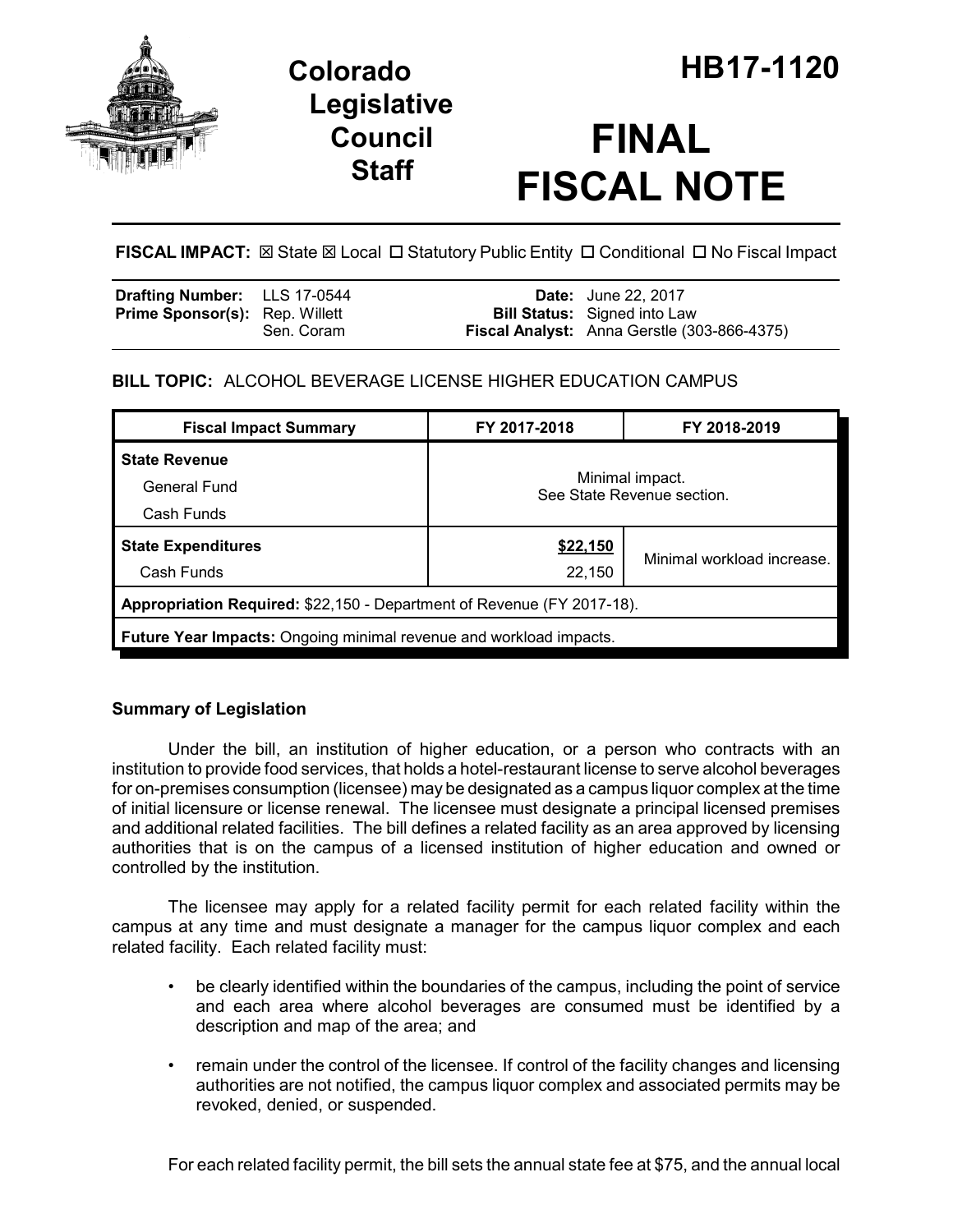# Colorado Legislative Council Staff

# HB17-1120

# FINAL FISCAL NOTE

**FISCAL IMPACT:** ☒ State ☒ Local ☐ Statutory Public Entity ☐ Conditional ☐ No Fiscal Impact

| | | | |
|---|---|---|---|
| **Drafting Number:** | LLS 17-0544 | **Date:** | June 22, 2017 |
| **Prime Sponsor(s):** | Rep. Willett<br>Sen. Coram | **Bill Status:** | Signed into Law |
| | | **Fiscal Analyst:** | Anna Gerstle (303-866-4375) |

**BILL TOPIC:** ALCOHOL BEVERAGE LICENSE HIGHER EDUCATION CAMPUS

| Fiscal Impact Summary | FY 2017-2018 | FY 2018-2019 |
|---|---|---|
| **State Revenue**<br>General Fund<br>Cash Funds | Minimal impact.<br>See State Revenue section. | |
| **State Expenditures**<br>Cash Funds | **$22,150**<br>22,150 | Minimal workload increase. |
| **Appropriation Required:** $22,150 - Department of Revenue (FY 2017-18). | | |
| **Future Year Impacts:** Ongoing minimal revenue and workload impacts. | | |

### Summary of Legislation

Under the bill, an institution of higher education, or a person who contracts with an institution to provide food services, that holds a hotel-restaurant license to serve alcohol beverages for on-premises consumption (licensee) may be designated as a campus liquor complex at the time of initial licensure or license renewal. The licensee must designate a principal licensed premises and additional related facilities. The bill defines a related facility as an area approved by licensing authorities that is on the campus of a licensed institution of higher education and owned or controlled by the institution.

The licensee may apply for a related facility permit for each related facility within the campus at any time and must designate a manager for the campus liquor complex and each related facility. Each related facility must:

- be clearly identified within the boundaries of the campus, including the point of service and each area where alcohol beverages are consumed must be identified by a description and map of the area; and
- remain under the control of the licensee. If control of the facility changes and licensing authorities are not notified, the campus liquor complex and associated permits may be revoked, denied, or suspended.

For each related facility permit, the bill sets the annual state fee at $75, and the annual local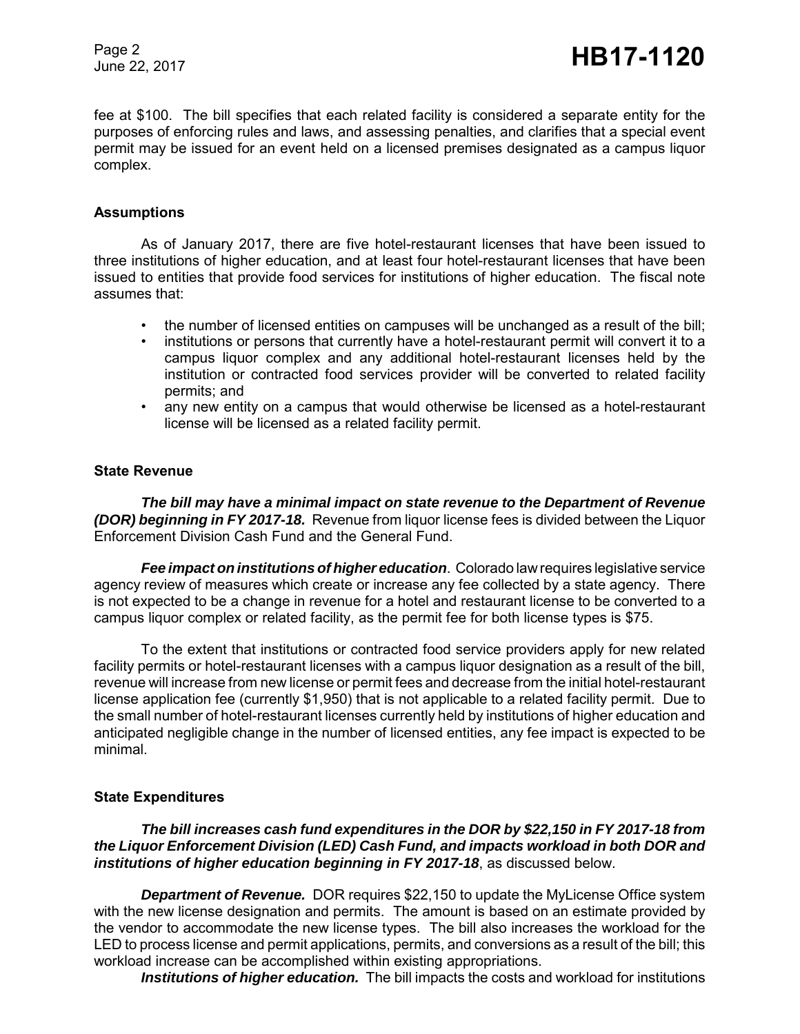fee at $100. The bill specifies that each related facility is considered a separate entity for the purposes of enforcing rules and laws, and assessing penalties, and clarifies that a special event permit may be issued for an event held on a licensed premises designated as a campus liquor complex.

**Assumptions**

As of January 2017, there are five hotel-restaurant licenses that have been issued to three institutions of higher education, and at least four hotel-restaurant licenses that have been issued to entities that provide food services for institutions of higher education. The fiscal note assumes that:

- the number of licensed entities on campuses will be unchanged as a result of the bill;
- institutions or persons that currently have a hotel-restaurant permit will convert it to a campus liquor complex and any additional hotel-restaurant licenses held by the institution or contracted food services provider will be converted to related facility permits; and
- any new entity on a campus that would otherwise be licensed as a hotel-restaurant license will be licensed as a related facility permit.

**State Revenue**

***The bill may have a minimal impact on state revenue to the Department of Revenue (DOR) beginning in FY 2017-18.*** Revenue from liquor license fees is divided between the Liquor Enforcement Division Cash Fund and the General Fund.

***Fee impact on institutions of higher education***. Colorado law requires legislative service agency review of measures which create or increase any fee collected by a state agency. There is not expected to be a change in revenue for a hotel and restaurant license to be converted to a campus liquor complex or related facility, as the permit fee for both license types is $75.

To the extent that institutions or contracted food service providers apply for new related facility permits or hotel-restaurant licenses with a campus liquor designation as a result of the bill, revenue will increase from new license or permit fees and decrease from the initial hotel-restaurant license application fee (currently $1,950) that is not applicable to a related facility permit. Due to the small number of hotel-restaurant licenses currently held by institutions of higher education and anticipated negligible change in the number of licensed entities, any fee impact is expected to be minimal.

**State Expenditures**

***The bill increases cash fund expenditures in the DOR by $22,150 in FY 2017-18 from the Liquor Enforcement Division (LED) Cash Fund, and impacts workload in both DOR and institutions of higher education beginning in FY 2017-18***, as discussed below.

***Department of Revenue.*** DOR requires $22,150 to update the MyLicense Office system with the new license designation and permits. The amount is based on an estimate provided by the vendor to accommodate the new license types. The bill also increases the workload for the LED to process license and permit applications, permits, and conversions as a result of the bill; this workload increase can be accomplished within existing appropriations.

***Institutions of higher education.*** The bill impacts the costs and workload for institutions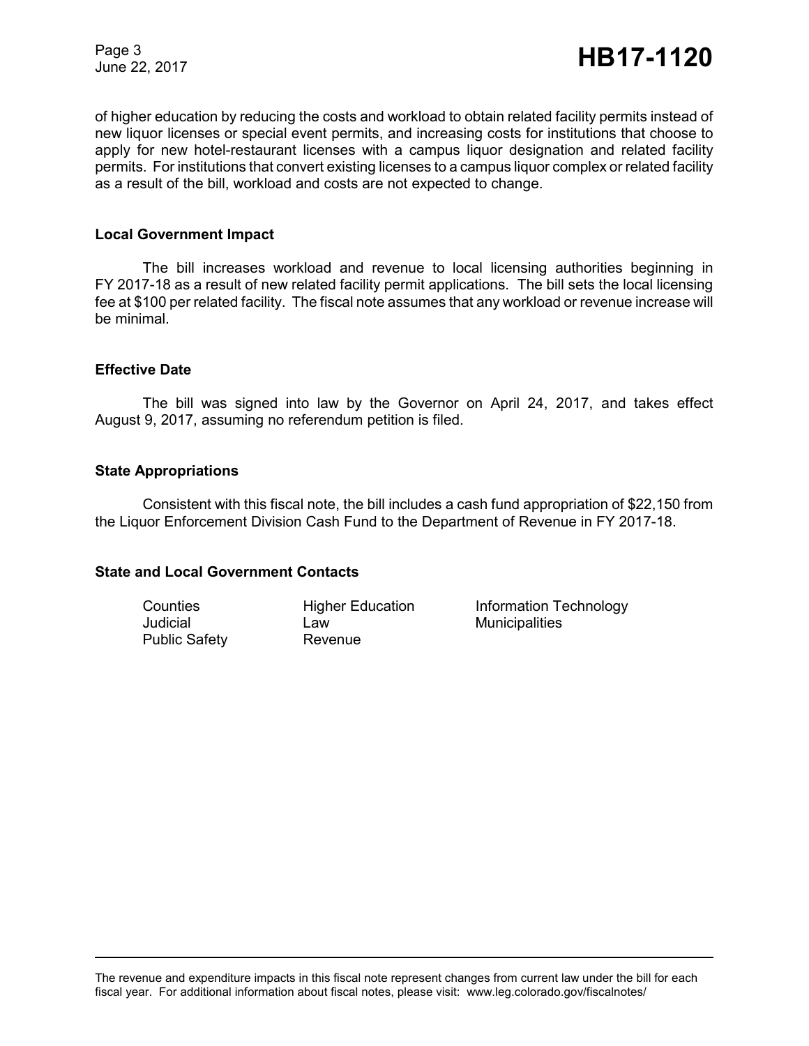of higher education by reducing the costs and workload to obtain related facility permits instead of new liquor licenses or special event permits, and increasing costs for institutions that choose to apply for new hotel-restaurant licenses with a campus liquor designation and related facility permits. For institutions that convert existing licenses to a campus liquor complex or related facility as a result of the bill, workload and costs are not expected to change.

**Local Government Impact**

The bill increases workload and revenue to local licensing authorities beginning in FY 2017-18 as a result of new related facility permit applications. The bill sets the local licensing fee at $100 per related facility. The fiscal note assumes that any workload or revenue increase will be minimal.

**Effective Date**

The bill was signed into law by the Governor on April 24, 2017, and takes effect August 9, 2017, assuming no referendum petition is filed.

**State Appropriations**

Consistent with this fiscal note, the bill includes a cash fund appropriation of $22,150 from the Liquor Enforcement Division Cash Fund to the Department of Revenue in FY 2017-18.

**State and Local Government Contacts**

| | | |
|---|---|---|
| Counties | Higher Education | Information Technology |
| Judicial | Law | Municipalities |
| Public Safety | Revenue | |

The revenue and expenditure impacts in this fiscal note represent changes from current law under the bill for each fiscal year. For additional information about fiscal notes, please visit: www.leg.colorado.gov/fiscalnotes/